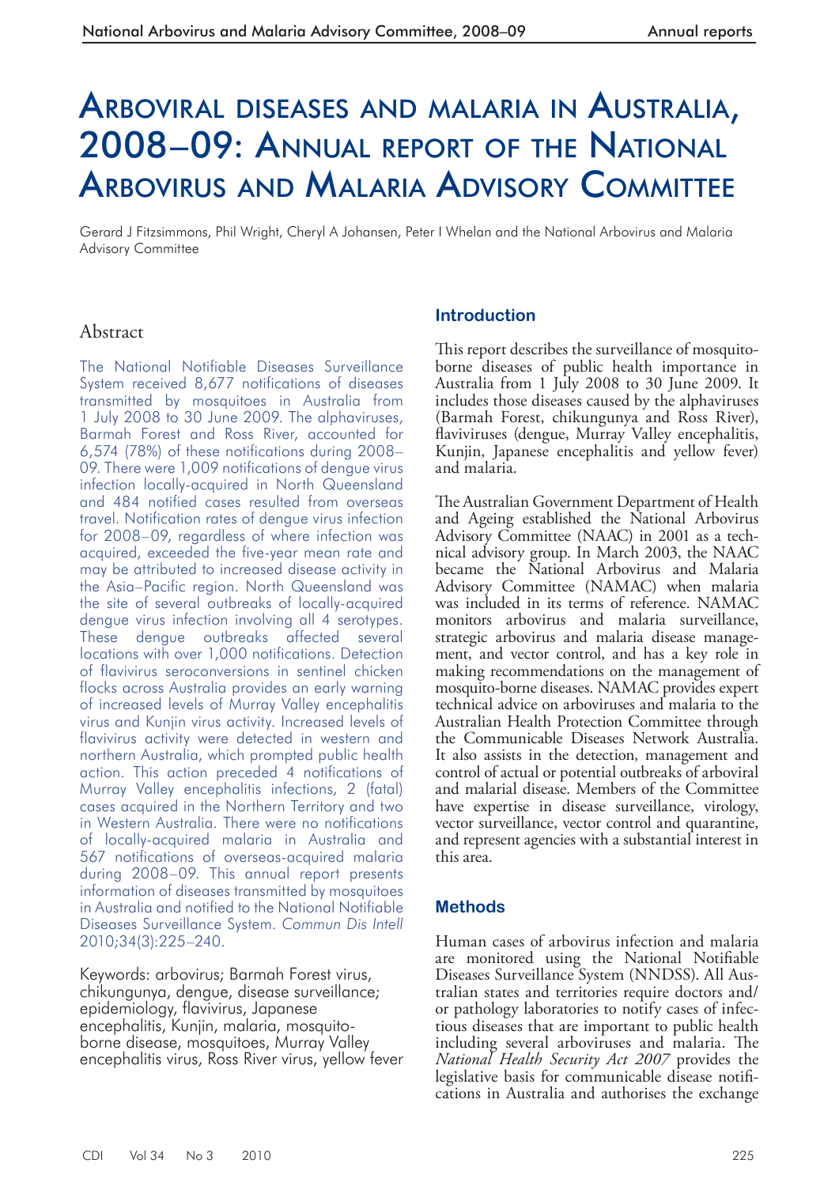# Arboviral diseases and malaria in Australia, 2008–09: Annual report of the National Arbovirus and Malaria Advisory Committee

Gerard J Fitzsimmons, Phil Wright, Cheryl A Johansen, Peter I Whelan and the National Arbovirus and Malaria Advisory Committee

## Abstract

The National Notifiable Diseases Surveillance System received 8,677 notifications of diseases transmitted by mosquitoes in Australia from 1 July 2008 to 30 June 2009. The alphaviruses, Barmah Forest and Ross River, accounted for 6,574 (78%) of these notifications during 2008–09. There were 1,009 notifications of dengue virus infection locally-acquired in North Queensland and 484 notified cases resulted from overseas travel. Notification rates of dengue virus infection for 2008–09, regardless of where infection was acquired, exceeded the five-year mean rate and may be attributed to increased disease activity in the Asia–Pacific region. North Queensland was the site of several outbreaks of locally-acquired dengue virus infection involving all 4 serotypes. These dengue outbreaks affected several locations with over 1,000 notifications. Detection of flavivirus seroconversions in sentinel chicken flocks across Australia provides an early warning of increased levels of Murray Valley encephalitis virus and Kunjin virus activity. Increased levels of flavivirus activity were detected in western and northern Australia, which prompted public health action. This action preceded 4 notifications of Murray Valley encephalitis infections, 2 (fatal) cases acquired in the Northern Territory and two in Western Australia. There were no notifications of locally-acquired malaria in Australia and 567 notifications of overseas-acquired malaria during 2008–09. This annual report presents information of diseases transmitted by mosquitoes in Australia and notified to the National Notifiable Diseases Surveillance System. *Commun Dis Intell* 2010;34(3):225–240.

Keywords: arbovirus; Barmah Forest virus, chikungunya, dengue, disease surveillance; epidemiology, flavivirus, Japanese encephalitis, Kunjin, malaria, mosquito-borne disease, mosquitoes, Murray Valley encephalitis virus, Ross River virus, yellow fever

## Introduction

This report describes the surveillance of mosquito-borne diseases of public health importance in Australia from 1 July 2008 to 30 June 2009. It includes those diseases caused by the alphaviruses (Barmah Forest, chikungunya and Ross River), flaviviruses (dengue, Murray Valley encephalitis, Kunjin, Japanese encephalitis and yellow fever) and malaria.

The Australian Government Department of Health and Ageing established the National Arbovirus Advisory Committee (NAAC) in 2001 as a technical advisory group. In March 2003, the NAAC became the National Arbovirus and Malaria Advisory Committee (NAMAC) when malaria was included in its terms of reference. NAMAC monitors arbovirus and malaria surveillance, strategic arbovirus and malaria disease management, and vector control, and has a key role in making recommendations on the management of mosquito-borne diseases. NAMAC provides expert technical advice on arboviruses and malaria to the Australian Health Protection Committee through the Communicable Diseases Network Australia. It also assists in the detection, management and control of actual or potential outbreaks of arboviral and malarial disease. Members of the Committee have expertise in disease surveillance, virology, vector surveillance, vector control and quarantine, and represent agencies with a substantial interest in this area.

## Methods

Human cases of arbovirus infection and malaria are monitored using the National Notifiable Diseases Surveillance System (NNDSS). All Australian states and territories require doctors and/or pathology laboratories to notify cases of infectious diseases that are important to public health including several arboviruses and malaria. The *National Health Security Act 2007* provides the legislative basis for communicable disease notifications in Australia and authorises the exchange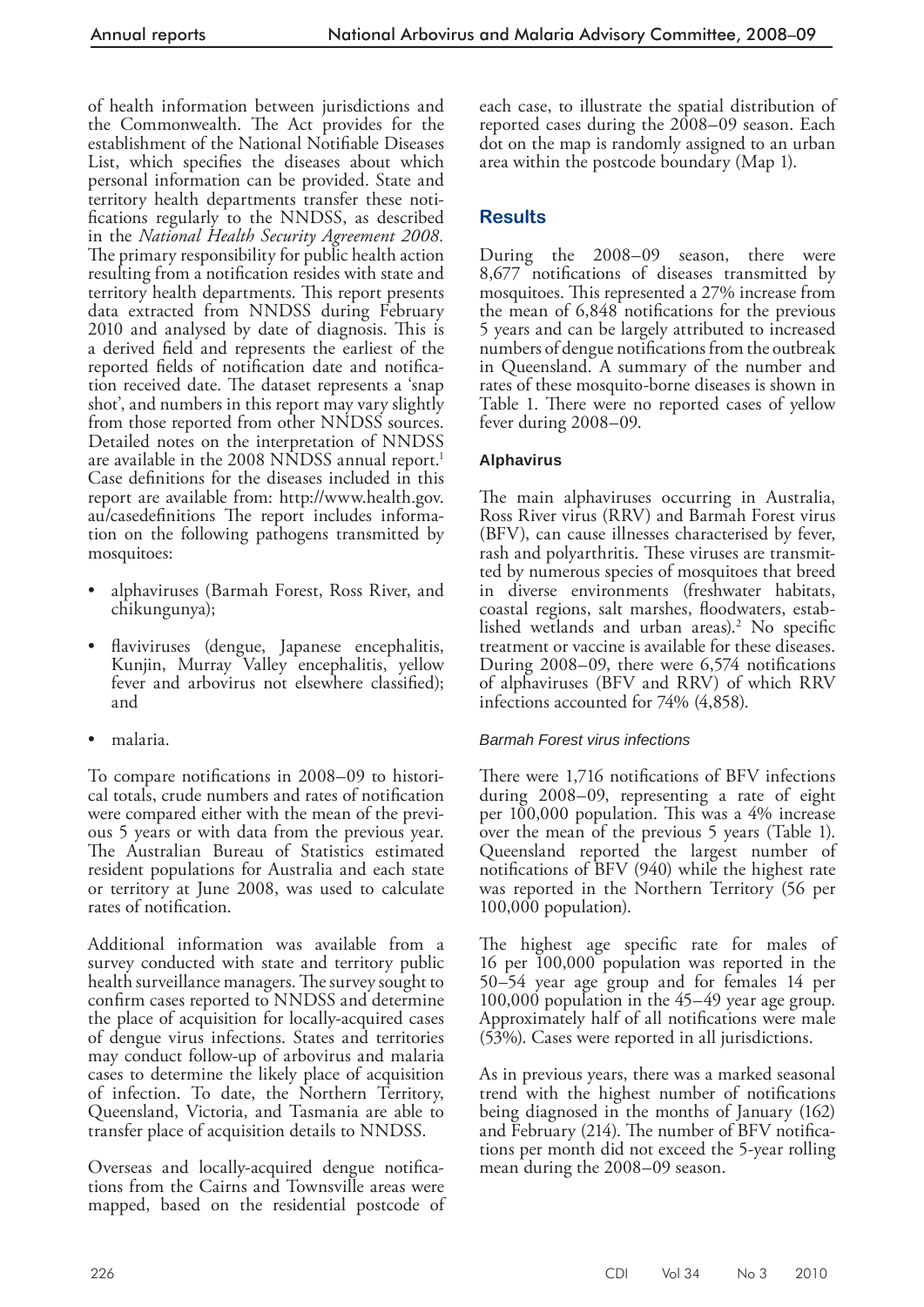of health information between jurisdictions and the Commonwealth. The Act provides for the establishment of the National Notifiable Diseases List, which specifies the diseases about which personal information can be provided. State and territory health departments transfer these notifications regularly to the NNDSS, as described in the *National Health Security Agreement 2008.* The primary responsibility for public health action resulting from a notification resides with state and territory health departments. This report presents data extracted from NNDSS during February 2010 and analysed by date of diagnosis. This is a derived field and represents the earliest of the reported fields of notification date and notification received date. The dataset represents a 'snap shot', and numbers in this report may vary slightly from those reported from other NNDSS sources. Detailed notes on the interpretation of NNDSS are available in the 2008 NNDSS annual report.[1] Case definitions for the diseases included in this report are available from: http://www.health.gov.au/casedefinitions The report includes information on the following pathogens transmitted by mosquitoes:

- alphaviruses (Barmah Forest, Ross River, and chikungunya);
- flaviviruses (dengue, Japanese encephalitis, Kunjin, Murray Valley encephalitis, yellow fever and arbovirus not elsewhere classified); and
- malaria.

To compare notifications in 2008–09 to historical totals, crude numbers and rates of notification were compared either with the mean of the previous 5 years or with data from the previous year. The Australian Bureau of Statistics estimated resident populations for Australia and each state or territory at June 2008, was used to calculate rates of notification.

Additional information was available from a survey conducted with state and territory public health surveillance managers. The survey sought to confirm cases reported to NNDSS and determine the place of acquisition for locally-acquired cases of dengue virus infections. States and territories may conduct follow-up of arbovirus and malaria cases to determine the likely place of acquisition of infection. To date, the Northern Territory, Queensland, Victoria, and Tasmania are able to transfer place of acquisition details to NNDSS.

Overseas and locally-acquired dengue notifications from the Cairns and Townsville areas were mapped, based on the residential postcode of each case, to illustrate the spatial distribution of reported cases during the 2008–09 season. Each dot on the map is randomly assigned to an urban area within the postcode boundary (Map 1).

## Results

During the 2008–09 season, there were 8,677 notifications of diseases transmitted by mosquitoes. This represented a 27% increase from the mean of 6,848 notifications for the previous 5 years and can be largely attributed to increased numbers of dengue notifications from the outbreak in Queensland. A summary of the number and rates of these mosquito-borne diseases is shown in Table 1. There were no reported cases of yellow fever during 2008–09.

### Alphavirus

The main alphaviruses occurring in Australia, Ross River virus (RRV) and Barmah Forest virus (BFV), can cause illnesses characterised by fever, rash and polyarthritis. These viruses are transmitted by numerous species of mosquitoes that breed in diverse environments (freshwater habitats, coastal regions, salt marshes, floodwaters, established wetlands and urban areas).[2] No specific treatment or vaccine is available for these diseases. During 2008–09, there were 6,574 notifications of alphaviruses (BFV and RRV) of which RRV infections accounted for 74% (4,858).

#### *Barmah Forest virus infections*

There were 1,716 notifications of BFV infections during 2008–09, representing a rate of eight per 100,000 population. This was a 4% increase over the mean of the previous 5 years (Table 1). Queensland reported the largest number of notifications of BFV (940) while the highest rate was reported in the Northern Territory (56 per 100,000 population).

The highest age specific rate for males of 16 per 100,000 population was reported in the 50–54 year age group and for females 14 per 100,000 population in the 45–49 year age group. Approximately half of all notifications were male (53%). Cases were reported in all jurisdictions.

As in previous years, there was a marked seasonal trend with the highest number of notifications being diagnosed in the months of January (162) and February (214). The number of BFV notifications per month did not exceed the 5-year rolling mean during the 2008–09 season.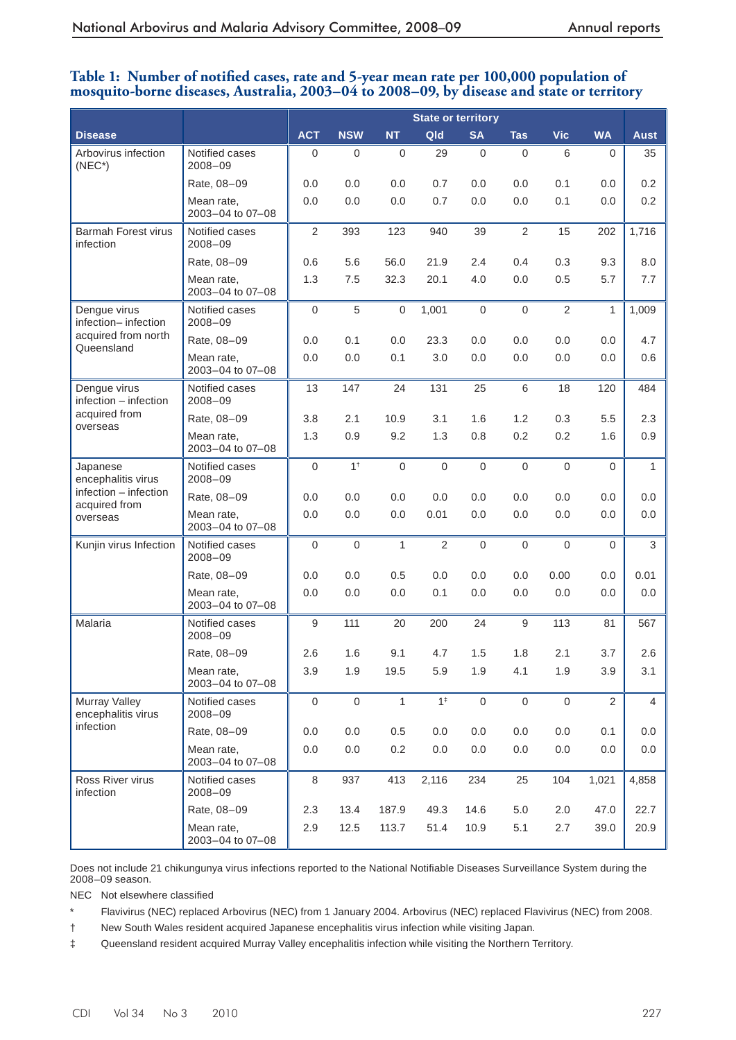**Table 1: Number of notified cases, rate and 5-year mean rate per 100,000 population of mosquito-borne diseases, Australia, 2003–04 to 2008–09, by disease and state or territory**

| Disease | | State or territory | | | | | | | | |
|---|---|---|---|---|---|---|---|---|---|---|
| | | ACT | NSW | NT | Qld | SA | Tas | Vic | WA | Aust |
| Arbovirus infection (NEC*) | Notified cases 2008–09 | 0 | 0 | 0 | 29 | 0 | 0 | 6 | 0 | 35 |
| | Rate, 08–09 | 0.0 | 0.0 | 0.0 | 0.7 | 0.0 | 0.0 | 0.1 | 0.0 | 0.2 |
| | Mean rate, 2003–04 to 07–08 | 0.0 | 0.0 | 0.0 | 0.7 | 0.0 | 0.0 | 0.1 | 0.0 | 0.2 |
| Barmah Forest virus infection | Notified cases 2008–09 | 2 | 393 | 123 | 940 | 39 | 2 | 15 | 202 | 1,716 |
| | Rate, 08–09 | 0.6 | 5.6 | 56.0 | 21.9 | 2.4 | 0.4 | 0.3 | 9.3 | 8.0 |
| | Mean rate, 2003–04 to 07–08 | 1.3 | 7.5 | 32.3 | 20.1 | 4.0 | 0.0 | 0.5 | 5.7 | 7.7 |
| Dengue virus infection– infection acquired from north Queensland | Notified cases 2008–09 | 0 | 5 | 0 | 1,001 | 0 | 0 | 2 | 1 | 1,009 |
| | Rate, 08–09 | 0.0 | 0.1 | 0.0 | 23.3 | 0.0 | 0.0 | 0.0 | 0.0 | 4.7 |
| | Mean rate, 2003–04 to 07–08 | 0.0 | 0.0 | 0.1 | 3.0 | 0.0 | 0.0 | 0.0 | 0.0 | 0.6 |
| Dengue virus infection – infection acquired from overseas | Notified cases 2008–09 | 13 | 147 | 24 | 131 | 25 | 6 | 18 | 120 | 484 |
| | Rate, 08–09 | 3.8 | 2.1 | 10.9 | 3.1 | 1.6 | 1.2 | 0.3 | 5.5 | 2.3 |
| | Mean rate, 2003–04 to 07–08 | 1.3 | 0.9 | 9.2 | 1.3 | 0.8 | 0.2 | 0.2 | 1.6 | 0.9 |
| Japanese encephalitis virus infection – infection acquired from overseas | Notified cases 2008–09 | 0 | 1† | 0 | 0 | 0 | 0 | 0 | 0 | 1 |
| | Rate, 08–09 | 0.0 | 0.0 | 0.0 | 0.0 | 0.0 | 0.0 | 0.0 | 0.0 | 0.0 |
| | Mean rate, 2003–04 to 07–08 | 0.0 | 0.0 | 0.0 | 0.01 | 0.0 | 0.0 | 0.0 | 0.0 | 0.0 |
| Kunjin virus Infection | Notified cases 2008–09 | 0 | 0 | 1 | 2 | 0 | 0 | 0 | 0 | 3 |
| | Rate, 08–09 | 0.0 | 0.0 | 0.5 | 0.0 | 0.0 | 0.0 | 0.00 | 0.0 | 0.01 |
| | Mean rate, 2003–04 to 07–08 | 0.0 | 0.0 | 0.0 | 0.1 | 0.0 | 0.0 | 0.0 | 0.0 | 0.0 |
| Malaria | Notified cases 2008–09 | 9 | 111 | 20 | 200 | 24 | 9 | 113 | 81 | 567 |
| | Rate, 08–09 | 2.6 | 1.6 | 9.1 | 4.7 | 1.5 | 1.8 | 2.1 | 3.7 | 2.6 |
| | Mean rate, 2003–04 to 07–08 | 3.9 | 1.9 | 19.5 | 5.9 | 1.9 | 4.1 | 1.9 | 3.9 | 3.1 |
| Murray Valley encephalitis virus infection | Notified cases 2008–09 | 0 | 0 | 1 | 1‡ | 0 | 0 | 0 | 2 | 4 |
| | Rate, 08–09 | 0.0 | 0.0 | 0.5 | 0.0 | 0.0 | 0.0 | 0.0 | 0.1 | 0.0 |
| | Mean rate, 2003–04 to 07–08 | 0.0 | 0.0 | 0.2 | 0.0 | 0.0 | 0.0 | 0.0 | 0.0 | 0.0 |
| Ross River virus infection | Notified cases 2008–09 | 8 | 937 | 413 | 2,116 | 234 | 25 | 104 | 1,021 | 4,858 |
| | Rate, 08–09 | 2.3 | 13.4 | 187.9 | 49.3 | 14.6 | 5.0 | 2.0 | 47.0 | 22.7 |
| | Mean rate, 2003–04 to 07–08 | 2.9 | 12.5 | 113.7 | 51.4 | 10.9 | 5.1 | 2.7 | 39.0 | 20.9 |

Does not include 21 chikungunya virus infections reported to the National Notifiable Diseases Surveillance System during the 2008–09 season.

NEC Not elsewhere classified

\* Flavivirus (NEC) replaced Arbovirus (NEC) from 1 January 2004. Arbovirus (NEC) replaced Flavivirus (NEC) from 2008.

† New South Wales resident acquired Japanese encephalitis virus infection while visiting Japan.

‡ Queensland resident acquired Murray Valley encephalitis infection while visiting the Northern Territory.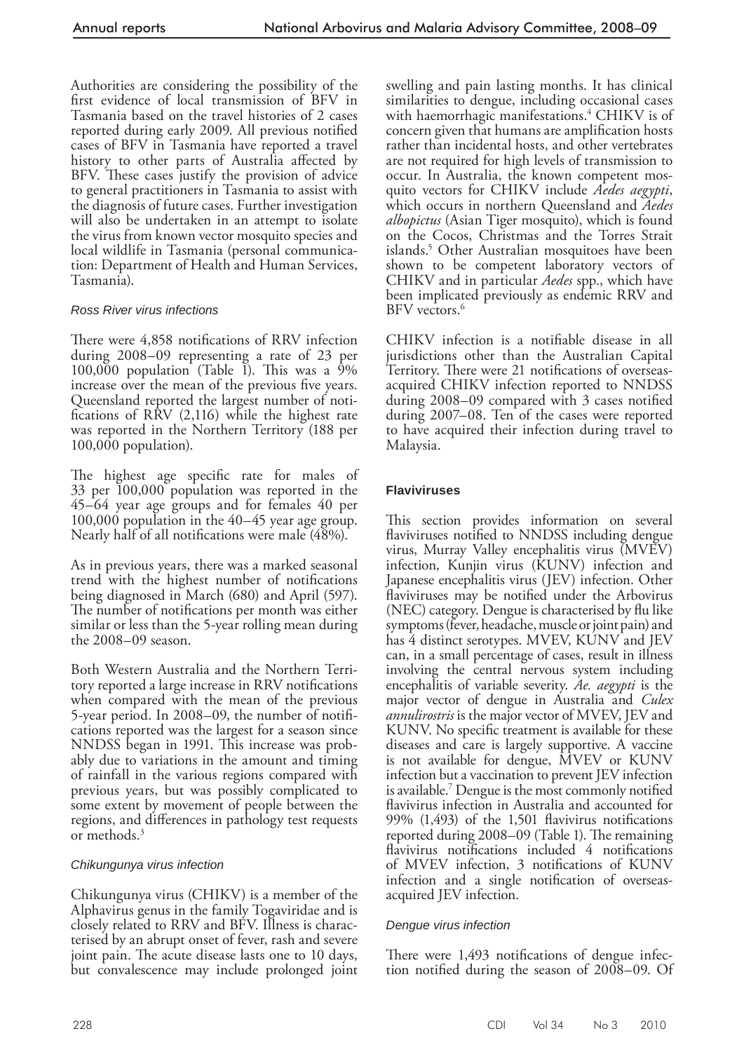Authorities are considering the possibility of the first evidence of local transmission of BFV in Tasmania based on the travel histories of 2 cases reported during early 2009. All previous notified cases of BFV in Tasmania have reported a travel history to other parts of Australia affected by BFV. These cases justify the provision of advice to general practitioners in Tasmania to assist with the diagnosis of future cases. Further investigation will also be undertaken in an attempt to isolate the virus from known vector mosquito species and local wildlife in Tasmania (personal communication: Department of Health and Human Services, Tasmania).

#### *Ross River virus infections*

There were 4,858 notifications of RRV infection during 2008–09 representing a rate of 23 per 100,000 population (Table 1). This was a 9% increase over the mean of the previous five years. Queensland reported the largest number of notifications of RRV (2,116) while the highest rate was reported in the Northern Territory (188 per 100,000 population).

The highest age specific rate for males of 33 per 100,000 population was reported in the 45–64 year age groups and for females 40 per 100,000 population in the 40–45 year age group. Nearly half of all notifications were male (48%).

As in previous years, there was a marked seasonal trend with the highest number of notifications being diagnosed in March (680) and April (597). The number of notifications per month was either similar or less than the 5-year rolling mean during the 2008–09 season.

Both Western Australia and the Northern Territory reported a large increase in RRV notifications when compared with the mean of the previous 5-year period. In 2008–09, the number of notifications reported was the largest for a season since NNDSS began in 1991. This increase was probably due to variations in the amount and timing of rainfall in the various regions compared with previous years, but was possibly complicated to some extent by movement of people between the regions, and differences in pathology test requests or methods.[3]

#### *Chikungunya virus infection*

Chikungunya virus (CHIKV) is a member of the Alphavirus genus in the family Togaviridae and is closely related to RRV and BFV. Illness is characterised by an abrupt onset of fever, rash and severe joint pain. The acute disease lasts one to 10 days, but convalescence may include prolonged joint swelling and pain lasting months. It has clinical similarities to dengue, including occasional cases with haemorrhagic manifestations.[4] CHIKV is of concern given that humans are amplification hosts rather than incidental hosts, and other vertebrates are not required for high levels of transmission to occur. In Australia, the known competent mosquito vectors for CHIKV include *Aedes aegypti*, which occurs in northern Queensland and *Aedes albopictus* (Asian Tiger mosquito), which is found on the Cocos, Christmas and the Torres Strait islands.[5] Other Australian mosquitoes have been shown to be competent laboratory vectors of CHIKV and in particular *Aedes* spp., which have been implicated previously as endemic RRV and BFV vectors.[6]

CHIKV infection is a notifiable disease in all jurisdictions other than the Australian Capital Territory. There were 21 notifications of overseas-acquired CHIKV infection reported to NNDSS during 2008–09 compared with 3 cases notified during 2007–08. Ten of the cases were reported to have acquired their infection during travel to Malaysia.

### **Flaviviruses**

This section provides information on several flaviviruses notified to NNDSS including dengue virus, Murray Valley encephalitis virus (MVEV) infection, Kunjin virus (KUNV) infection and Japanese encephalitis virus (JEV) infection. Other flaviviruses may be notified under the Arbovirus (NEC) category. Dengue is characterised by flu like symptoms (fever, headache, muscle or joint pain) and has 4 distinct serotypes. MVEV, KUNV and JEV can, in a small percentage of cases, result in illness involving the central nervous system including encephalitis of variable severity. *Ae. aegypti* is the major vector of dengue in Australia and *Culex annulirostris* is the major vector of MVEV, JEV and KUNV. No specific treatment is available for these diseases and care is largely supportive. A vaccine is not available for dengue, MVEV or KUNV infection but a vaccination to prevent JEV infection is available.[7] Dengue is the most commonly notified flavivirus infection in Australia and accounted for 99% (1,493) of the 1,501 flavivirus notifications reported during 2008–09 (Table 1). The remaining flavivirus notifications included 4 notifications of MVEV infection, 3 notifications of KUNV infection and a single notification of overseas-acquired JEV infection.

#### *Dengue virus infection*

There were 1,493 notifications of dengue infection notified during the season of 2008–09. Of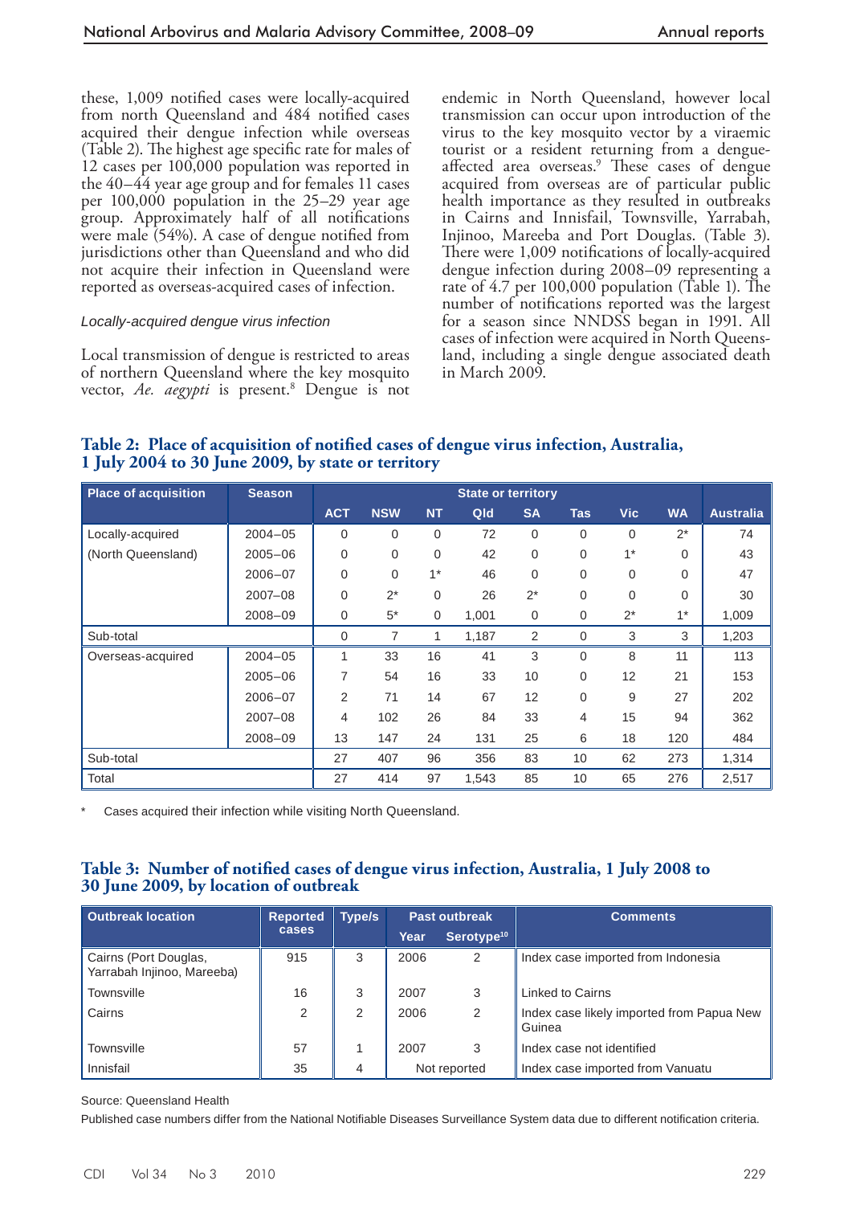these, 1,009 notified cases were locally-acquired from north Queensland and 484 notified cases acquired their dengue infection while overseas (Table 2). The highest age specific rate for males of 12 cases per 100,000 population was reported in the 40–44 year age group and for females 11 cases per 100,000 population in the 25–29 year age group. Approximately half of all notifications were male (54%). A case of dengue notified from jurisdictions other than Queensland and who did not acquire their infection in Queensland were reported as overseas-acquired cases of infection.

*Locally-acquired dengue virus infection*

Local transmission of dengue is restricted to areas of northern Queensland where the key mosquito vector, *Ae. aegypti* is present.[8] Dengue is not endemic in North Queensland, however local transmission can occur upon introduction of the virus to the key mosquito vector by a viraemic tourist or a resident returning from a dengue-affected area overseas.[9] These cases of dengue acquired from overseas are of particular public health importance as they resulted in outbreaks in Cairns and Innisfail, Townsville, Yarrabah, Injinoo, Mareeba and Port Douglas. (Table 3). There were 1,009 notifications of locally-acquired dengue infection during 2008–09 representing a rate of 4.7 per 100,000 population (Table 1). The number of notifications reported was the largest for a season since NNDSS began in 1991. All cases of infection were acquired in North Queensland, including a single dengue associated death in March 2009.

**Table 2: Place of acquisition of notified cases of dengue virus infection, Australia, 1 July 2004 to 30 June 2009, by state or territory**

| Place of acquisition | Season | State or territory | | | | | | | | Australia |
|---|---|---|---|---|---|---|---|---|---|---|
| | | ACT | NSW | NT | Qld | SA | Tas | Vic | WA | |
| Locally-acquired | 2004–05 | 0 | 0 | 0 | 72 | 0 | 0 | 0 | 2* | 74 |
| (North Queensland) | 2005–06 | 0 | 0 | 0 | 42 | 0 | 0 | 1* | 0 | 43 |
| | 2006–07 | 0 | 0 | 1* | 46 | 0 | 0 | 0 | 0 | 47 |
| | 2007–08 | 0 | 2* | 0 | 26 | 2* | 0 | 0 | 0 | 30 |
| | 2008–09 | 0 | 5* | 0 | 1,001 | 0 | 0 | 2* | 1* | 1,009 |
| Sub-total | | 0 | 7 | 1 | 1,187 | 2 | 0 | 3 | 3 | 1,203 |
| Overseas-acquired | 2004–05 | 1 | 33 | 16 | 41 | 3 | 0 | 8 | 11 | 113 |
| | 2005–06 | 7 | 54 | 16 | 33 | 10 | 0 | 12 | 21 | 153 |
| | 2006–07 | 2 | 71 | 14 | 67 | 12 | 0 | 9 | 27 | 202 |
| | 2007–08 | 4 | 102 | 26 | 84 | 33 | 4 | 15 | 94 | 362 |
| | 2008–09 | 13 | 147 | 24 | 131 | 25 | 6 | 18 | 120 | 484 |
| Sub-total | | 27 | 407 | 96 | 356 | 83 | 10 | 62 | 273 | 1,314 |
| Total | | 27 | 414 | 97 | 1,543 | 85 | 10 | 65 | 276 | 2,517 |

\* Cases acquired their infection while visiting North Queensland.

**Table 3: Number of notified cases of dengue virus infection, Australia, 1 July 2008 to 30 June 2009, by location of outbreak**

| Outbreak location | Reported cases | Type/s | Past outbreak | | Comments |
|---|---|---|---|---|---|
| | | | Year | Serotype[10] | |
| Cairns (Port Douglas, Yarrabah Injinoo, Mareeba) | 915 | 3 | 2006 | 2 | Index case imported from Indonesia |
| Townsville | 16 | 3 | 2007 | 3 | Linked to Cairns |
| Cairns | 2 | 2 | 2006 | 2 | Index case likely imported from Papua New Guinea |
| Townsville | 57 | 1 | 2007 | 3 | Index case not identified |
| Innisfail | 35 | 4 | Not reported | | Index case imported from Vanuatu |

Source: Queensland Health

Published case numbers differ from the National Notifiable Diseases Surveillance System data due to different notification criteria.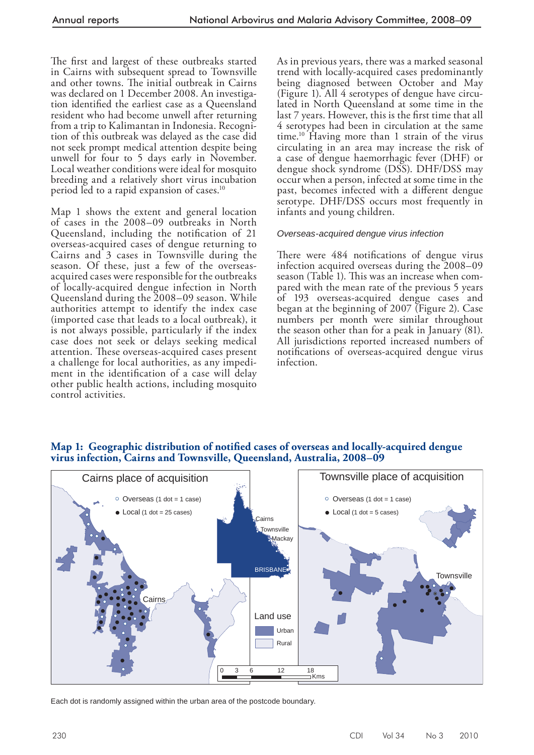The first and largest of these outbreaks started in Cairns with subsequent spread to Townsville and other towns. The initial outbreak in Cairns was declared on 1 December 2008. An investigation identified the earliest case as a Queensland resident who had become unwell after returning from a trip to Kalimantan in Indonesia. Recognition of this outbreak was delayed as the case did not seek prompt medical attention despite being unwell for four to 5 days early in November. Local weather conditions were ideal for mosquito breeding and a relatively short virus incubation period led to a rapid expansion of cases.[10]

Map 1 shows the extent and general location of cases in the 2008–09 outbreaks in North Queensland, including the notification of 21 overseas-acquired cases of dengue returning to Cairns and 3 cases in Townsville during the season. Of these, just a few of the overseas-acquired cases were responsible for the outbreaks of locally-acquired dengue infection in North Queensland during the 2008–09 season. While authorities attempt to identify the index case (imported case that leads to a local outbreak), it is not always possible, particularly if the index case does not seek or delays seeking medical attention. These overseas-acquired cases present a challenge for local authorities, as any impediment in the identification of a case will delay other public health actions, including mosquito control activities.

As in previous years, there was a marked seasonal trend with locally-acquired cases predominantly being diagnosed between October and May (Figure 1). All 4 serotypes of dengue have circulated in North Queensland at some time in the last 7 years. However, this is the first time that all 4 serotypes had been in circulation at the same time.[10] Having more than 1 strain of the virus circulating in an area may increase the risk of a case of dengue haemorrhagic fever (DHF) or dengue shock syndrome (DSS). DHF/DSS may occur when a person, infected at some time in the past, becomes infected with a different dengue serotype. DHF/DSS occurs most frequently in infants and young children.

### *Overseas-acquired dengue virus infection*

There were 484 notifications of dengue virus infection acquired overseas during the 2008–09 season (Table 1). This was an increase when compared with the mean rate of the previous 5 years of 193 overseas-acquired dengue cases and began at the beginning of 2007 (Figure 2). Case numbers per month were similar throughout the season other than for a peak in January (81). All jurisdictions reported increased numbers of notifications of overseas-acquired dengue virus infection.

**Map 1: Geographic distribution of notified cases of overseas and locally-acquired dengue virus infection, Cairns and Townsville, Queensland, Australia, 2008–09**

Each dot is randomly assigned within the urban area of the postcode boundary.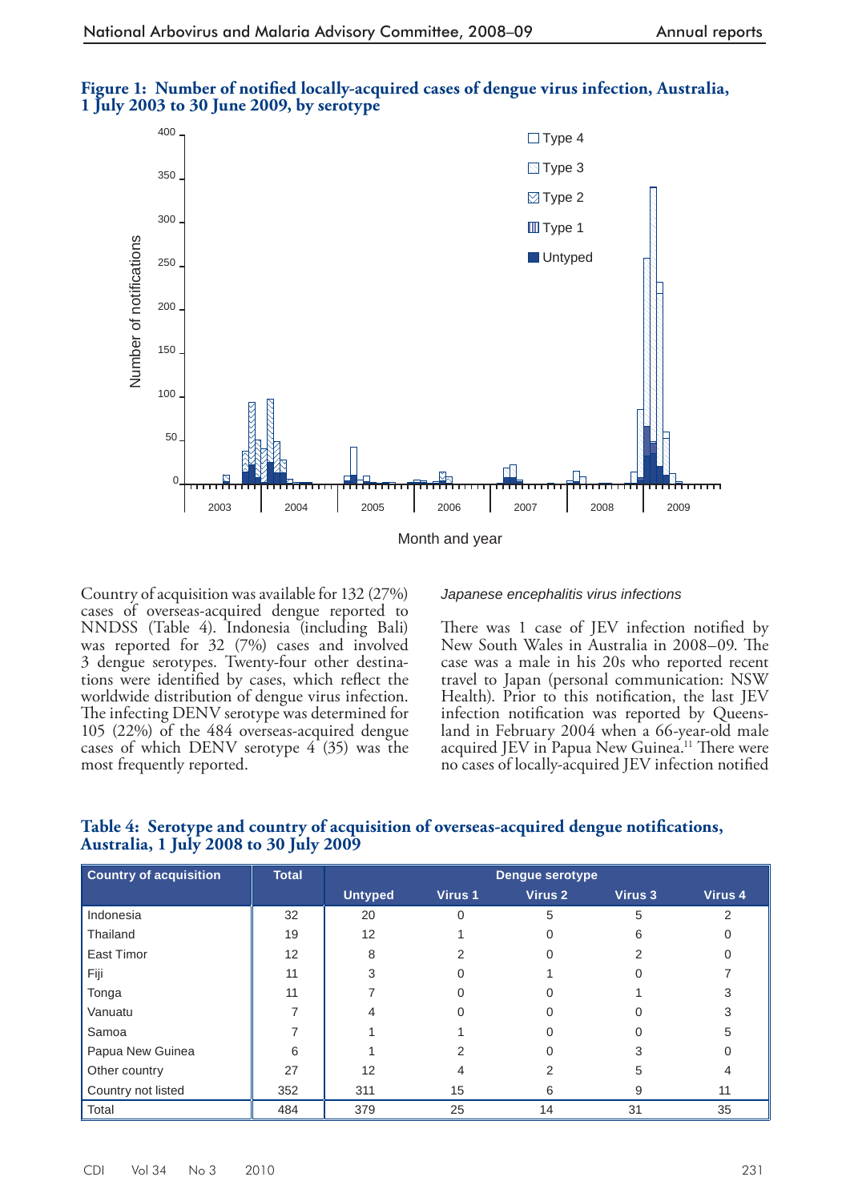**Figure 1: Number of notified locally-acquired cases of dengue virus infection, Australia, 1 July 2003 to 30 June 2009, by serotype**

Country of acquisition was available for 132 (27%) cases of overseas-acquired dengue reported to NNDSS (Table 4). Indonesia (including Bali) was reported for 32 (7%) cases and involved 3 dengue serotypes. Twenty-four other destinations were identified by cases, which reflect the worldwide distribution of dengue virus infection. The infecting DENV serotype was determined for 105 (22%) of the 484 overseas-acquired dengue cases of which DENV serotype 4 (35) was the most frequently reported.

*Japanese encephalitis virus infections*

There was 1 case of JEV infection notified by New South Wales in Australia in 2008–09. The case was a male in his 20s who reported recent travel to Japan (personal communication: NSW Health). Prior to this notification, the last JEV infection notification was reported by Queensland in February 2004 when a 66-year-old male acquired JEV in Papua New Guinea.[11] There were no cases of locally-acquired JEV infection notified

**Table 4: Serotype and country of acquisition of overseas-acquired dengue notifications, Australia, 1 July 2008 to 30 July 2009**

| Country of acquisition | Total | Dengue serotype | | | | |
|---|---|---|---|---|---|---|
| | | Untyped | Virus 1 | Virus 2 | Virus 3 | Virus 4 |
| Indonesia | 32 | 20 | 0 | 5 | 5 | 2 |
| Thailand | 19 | 12 | 1 | 0 | 6 | 0 |
| East Timor | 12 | 8 | 2 | 0 | 2 | 0 |
| Fiji | 11 | 3 | 0 | 1 | 0 | 7 |
| Tonga | 11 | 7 | 0 | 0 | 1 | 3 |
| Vanuatu | 7 | 4 | 0 | 0 | 0 | 3 |
| Samoa | 7 | 1 | 1 | 0 | 0 | 5 |
| Papua New Guinea | 6 | 1 | 2 | 0 | 3 | 0 |
| Other country | 27 | 12 | 4 | 2 | 5 | 4 |
| Country not listed | 352 | 311 | 15 | 6 | 9 | 11 |
| Total | 484 | 379 | 25 | 14 | 31 | 35 |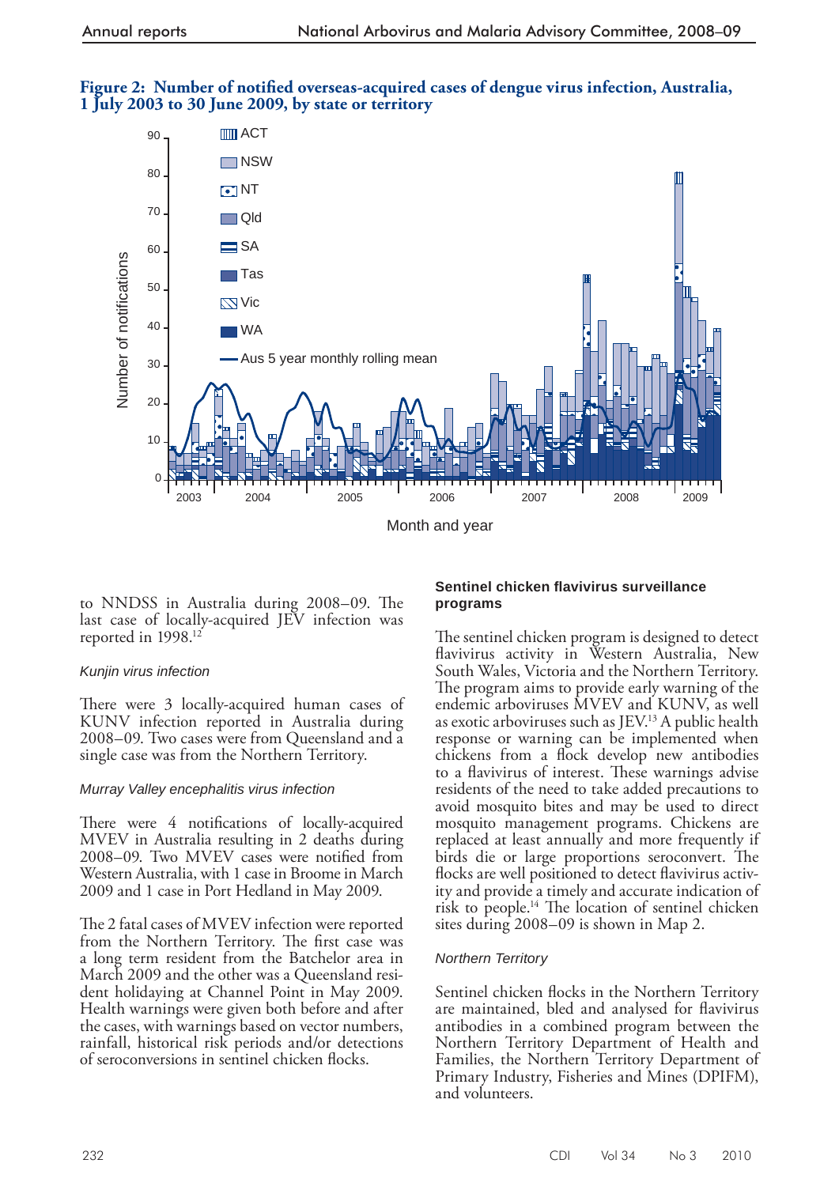**Figure 2: Number of notified overseas-acquired cases of dengue virus infection, Australia, 1 July 2003 to 30 June 2009, by state or territory**

to NNDSS in Australia during 2008–09. The last case of locally-acquired JEV infection was reported in 1998.[12]

*Kunjin virus infection*

There were 3 locally-acquired human cases of KUNV infection reported in Australia during 2008–09. Two cases were from Queensland and a single case was from the Northern Territory.

*Murray Valley encephalitis virus infection*

There were 4 notifications of locally-acquired MVEV in Australia resulting in 2 deaths during 2008–09. Two MVEV cases were notified from Western Australia, with 1 case in Broome in March 2009 and 1 case in Port Hedland in May 2009.

The 2 fatal cases of MVEV infection were reported from the Northern Territory. The first case was a long term resident from the Batchelor area in March 2009 and the other was a Queensland resident holidaying at Channel Point in May 2009. Health warnings were given both before and after the cases, with warnings based on vector numbers, rainfall, historical risk periods and/or detections of seroconversions in sentinel chicken flocks.

**Sentinel chicken flavivirus surveillance programs**

The sentinel chicken program is designed to detect flavivirus activity in Western Australia, New South Wales, Victoria and the Northern Territory. The program aims to provide early warning of the endemic arboviruses MVEV and KUNV, as well as exotic arboviruses such as JEV.[13] A public health response or warning can be implemented when chickens from a flock develop new antibodies to a flavivirus of interest. These warnings advise residents of the need to take added precautions to avoid mosquito bites and may be used to direct mosquito management programs. Chickens are replaced at least annually and more frequently if birds die or large proportions seroconvert. The flocks are well positioned to detect flavivirus activity and provide a timely and accurate indication of risk to people.[14] The location of sentinel chicken sites during 2008–09 is shown in Map 2.

*Northern Territory*

Sentinel chicken flocks in the Northern Territory are maintained, bled and analysed for flavivirus antibodies in a combined program between the Northern Territory Department of Health and Families, the Northern Territory Department of Primary Industry, Fisheries and Mines (DPIFM), and volunteers.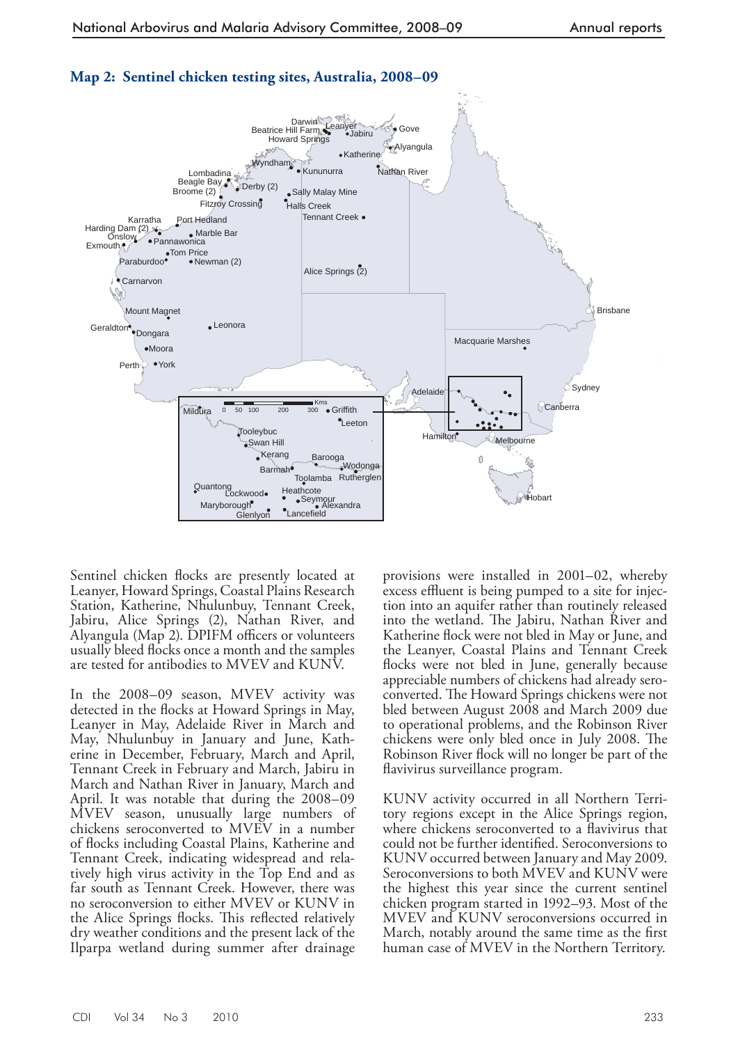**Map 2: Sentinel chicken testing sites, Australia, 2008–09**

Sentinel chicken flocks are presently located at Leanyer, Howard Springs, Coastal Plains Research Station, Katherine, Nhulunbuy, Tennant Creek, Jabiru, Alice Springs (2), Nathan River, and Alyangula (Map 2). DPIFM officers or volunteers usually bleed flocks once a month and the samples are tested for antibodies to MVEV and KUNV.

In the 2008–09 season, MVEV activity was detected in the flocks at Howard Springs in May, Leanyer in May, Adelaide River in March and May, Nhulunbuy in January and June, Katherine in December, February, March and April, Tennant Creek in February and March, Jabiru in March and Nathan River in January, March and April. It was notable that during the 2008–09 MVEV season, unusually large numbers of chickens seroconverted to MVEV in a number of flocks including Coastal Plains, Katherine and Tennant Creek, indicating widespread and relatively high virus activity in the Top End and as far south as Tennant Creek. However, there was no seroconversion to either MVEV or KUNV in the Alice Springs flocks. This reflected relatively dry weather conditions and the present lack of the Ilparpa wetland during summer after drainage provisions were installed in 2001–02, whereby excess effluent is being pumped to a site for injection into an aquifer rather than routinely released into the wetland. The Jabiru, Nathan River and Katherine flock were not bled in May or June, and the Leanyer, Coastal Plains and Tennant Creek flocks were not bled in June, generally because appreciable numbers of chickens had already seroconverted. The Howard Springs chickens were not bled between August 2008 and March 2009 due to operational problems, and the Robinson River chickens were only bled once in July 2008. The Robinson River flock will no longer be part of the flavivirus surveillance program.

KUNV activity occurred in all Northern Territory regions except in the Alice Springs region, where chickens seroconverted to a flavivirus that could not be further identified. Seroconversions to KUNV occurred between January and May 2009. Seroconversions to both MVEV and KUNV were the highest this year since the current sentinel chicken program started in 1992–93. Most of the MVEV and KUNV seroconversions occurred in March, notably around the same time as the first human case of MVEV in the Northern Territory.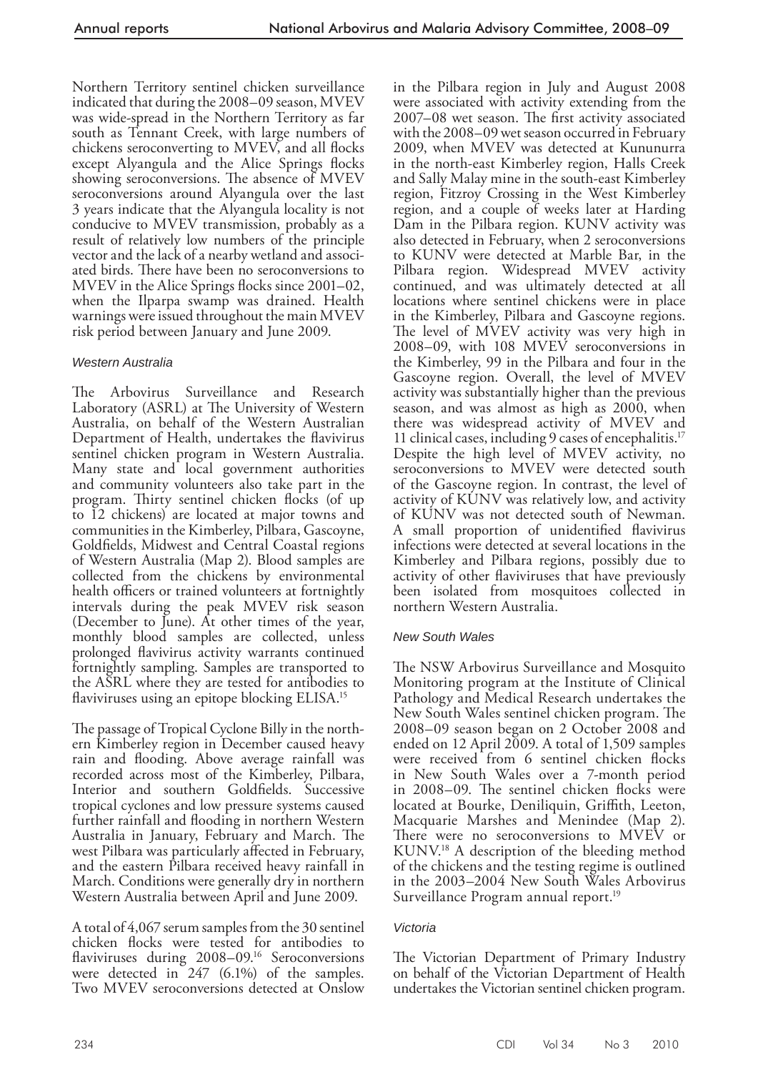Northern Territory sentinel chicken surveillance indicated that during the 2008–09 season, MVEV was wide-spread in the Northern Territory as far south as Tennant Creek, with large numbers of chickens seroconverting to MVEV, and all flocks except Alyangula and the Alice Springs flocks showing seroconversions. The absence of MVEV seroconversions around Alyangula over the last 3 years indicate that the Alyangula locality is not conducive to MVEV transmission, probably as a result of relatively low numbers of the principle vector and the lack of a nearby wetland and associated birds. There have been no seroconversions to MVEV in the Alice Springs flocks since 2001–02, when the Ilparpa swamp was drained. Health warnings were issued throughout the main MVEV risk period between January and June 2009.

### *Western Australia*

The Arbovirus Surveillance and Research Laboratory (ASRL) at The University of Western Australia, on behalf of the Western Australian Department of Health, undertakes the flavivirus sentinel chicken program in Western Australia. Many state and local government authorities and community volunteers also take part in the program. Thirty sentinel chicken flocks (of up to 12 chickens) are located at major towns and communities in the Kimberley, Pilbara, Gascoyne, Goldfields, Midwest and Central Coastal regions of Western Australia (Map 2). Blood samples are collected from the chickens by environmental health officers or trained volunteers at fortnightly intervals during the peak MVEV risk season (December to June). At other times of the year, monthly blood samples are collected, unless prolonged flavivirus activity warrants continued fortnightly sampling. Samples are transported to the ASRL where they are tested for antibodies to flaviviruses using an epitope blocking ELISA.[15]

The passage of Tropical Cyclone Billy in the northern Kimberley region in December caused heavy rain and flooding. Above average rainfall was recorded across most of the Kimberley, Pilbara, Interior and southern Goldfields. Successive tropical cyclones and low pressure systems caused further rainfall and flooding in northern Western Australia in January, February and March. The west Pilbara was particularly affected in February, and the eastern Pilbara received heavy rainfall in March. Conditions were generally dry in northern Western Australia between April and June 2009.

A total of 4,067 serum samples from the 30 sentinel chicken flocks were tested for antibodies to flaviviruses during 2008–09.[16] Seroconversions were detected in 247 (6.1%) of the samples. Two MVEV seroconversions detected at Onslow in the Pilbara region in July and August 2008 were associated with activity extending from the 2007–08 wet season. The first activity associated with the 2008–09 wet season occurred in February 2009, when MVEV was detected at Kununurra in the north-east Kimberley region, Halls Creek and Sally Malay mine in the south-east Kimberley region, Fitzroy Crossing in the West Kimberley region, and a couple of weeks later at Harding Dam in the Pilbara region. KUNV activity was also detected in February, when 2 seroconversions to KUNV were detected at Marble Bar, in the Pilbara region. Widespread MVEV activity continued, and was ultimately detected at all locations where sentinel chickens were in place in the Kimberley, Pilbara and Gascoyne regions. The level of MVEV activity was very high in 2008–09, with 108 MVEV seroconversions in the Kimberley, 99 in the Pilbara and four in the Gascoyne region. Overall, the level of MVEV activity was substantially higher than the previous season, and was almost as high as 2000, when there was widespread activity of MVEV and 11 clinical cases, including 9 cases of encephalitis.[17] Despite the high level of MVEV activity, no seroconversions to MVEV were detected south of the Gascoyne region. In contrast, the level of activity of KUNV was relatively low, and activity of KUNV was not detected south of Newman. A small proportion of unidentified flavivirus infections were detected at several locations in the Kimberley and Pilbara regions, possibly due to activity of other flaviviruses that have previously been isolated from mosquitoes collected in northern Western Australia.

### *New South Wales*

The NSW Arbovirus Surveillance and Mosquito Monitoring program at the Institute of Clinical Pathology and Medical Research undertakes the New South Wales sentinel chicken program. The 2008–09 season began on 2 October 2008 and ended on 12 April 2009. A total of 1,509 samples were received from 6 sentinel chicken flocks in New South Wales over a 7-month period in 2008–09. The sentinel chicken flocks were located at Bourke, Deniliquin, Griffith, Leeton, Macquarie Marshes and Menindee (Map 2). There were no seroconversions to MVEV or KUNV.[18] A description of the bleeding method of the chickens and the testing regime is outlined in the 2003–2004 New South Wales Arbovirus Surveillance Program annual report.[19]

### *Victoria*

The Victorian Department of Primary Industry on behalf of the Victorian Department of Health undertakes the Victorian sentinel chicken program.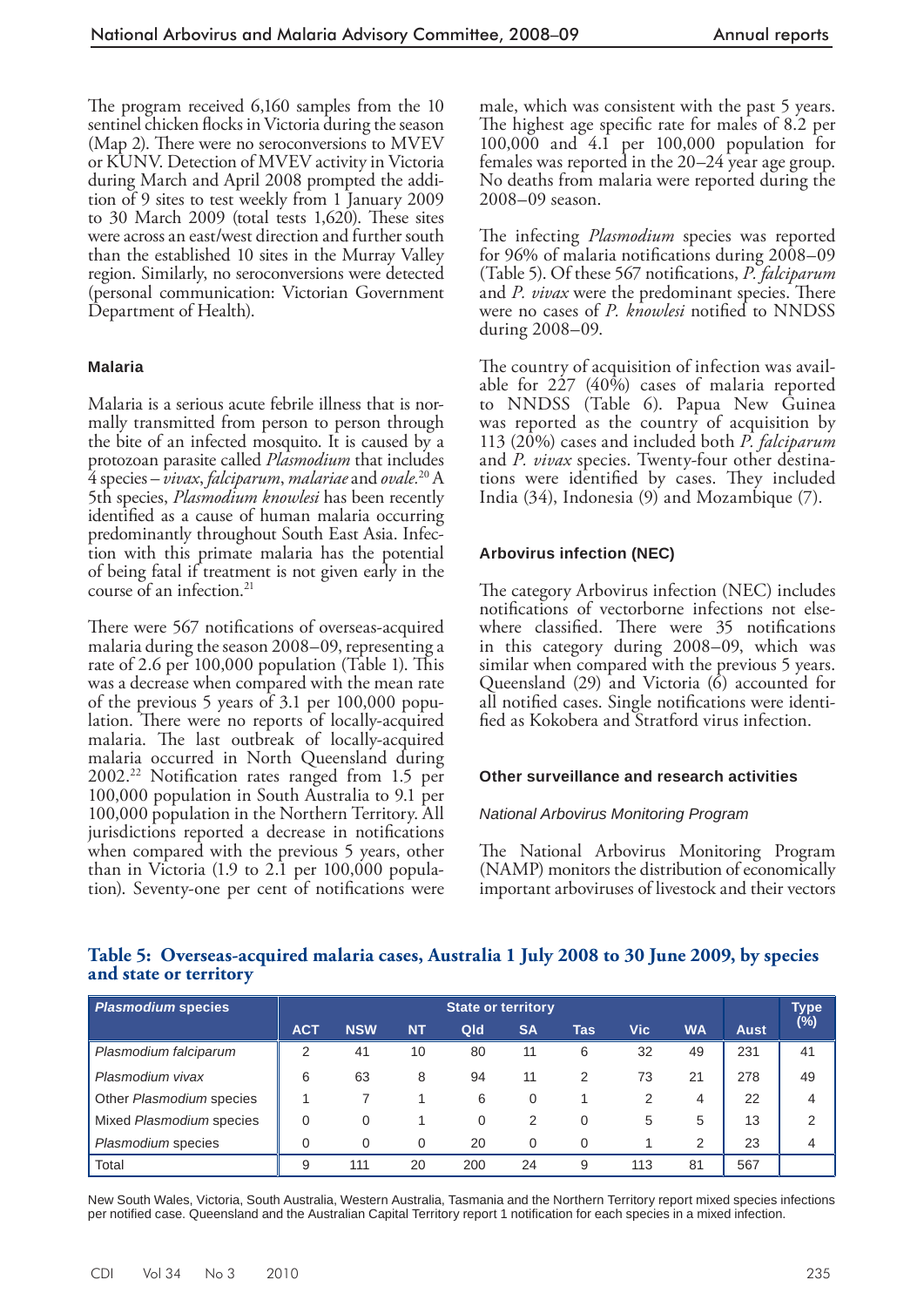The program received 6,160 samples from the 10 sentinel chicken flocks in Victoria during the season (Map 2). There were no seroconversions to MVEV or KUNV. Detection of MVEV activity in Victoria during March and April 2008 prompted the addition of 9 sites to test weekly from 1 January 2009 to 30 March 2009 (total tests 1,620). These sites were across an east/west direction and further south than the established 10 sites in the Murray Valley region. Similarly, no seroconversions were detected (personal communication: Victorian Government Department of Health).

### Malaria

Malaria is a serious acute febrile illness that is normally transmitted from person to person through the bite of an infected mosquito. It is caused by a protozoan parasite called *Plasmodium* that includes 4 species – *vivax*, *falciparum*, *malariae* and *ovale*.[20] A 5th species, *Plasmodium knowlesi* has been recently identified as a cause of human malaria occurring predominantly throughout South East Asia. Infection with this primate malaria has the potential of being fatal if treatment is not given early in the course of an infection.[21]

There were 567 notifications of overseas-acquired malaria during the season 2008–09, representing a rate of 2.6 per 100,000 population (Table 1). This was a decrease when compared with the mean rate of the previous 5 years of 3.1 per 100,000 population. There were no reports of locally-acquired malaria. The last outbreak of locally-acquired malaria occurred in North Queensland during 2002.[22] Notification rates ranged from 1.5 per 100,000 population in South Australia to 9.1 per 100,000 population in the Northern Territory. All jurisdictions reported a decrease in notifications when compared with the previous 5 years, other than in Victoria (1.9 to 2.1 per 100,000 population). Seventy-one per cent of notifications were male, which was consistent with the past 5 years. The highest age specific rate for males of 8.2 per 100,000 and 4.1 per 100,000 population for females was reported in the 20–24 year age group. No deaths from malaria were reported during the 2008–09 season.

The infecting *Plasmodium* species was reported for 96% of malaria notifications during 2008–09 (Table 5). Of these 567 notifications, *P. falciparum* and *P. vivax* were the predominant species. There were no cases of *P. knowlesi* notified to NNDSS during 2008–09.

The country of acquisition of infection was available for 227 (40%) cases of malaria reported to NNDSS (Table 6). Papua New Guinea was reported as the country of acquisition by 113 (20%) cases and included both *P. falciparum* and *P. vivax* species. Twenty-four other destinations were identified by cases. They included India (34), Indonesia (9) and Mozambique (7).

### Arbovirus infection (NEC)

The category Arbovirus infection (NEC) includes notifications of vectorborne infections not elsewhere classified. There were 35 notifications in this category during 2008–09, which was similar when compared with the previous 5 years. Queensland (29) and Victoria (6) accounted for all notified cases. Single notifications were identified as Kokobera and Stratford virus infection.

### Other surveillance and research activities

#### *National Arbovirus Monitoring Program*

The National Arbovirus Monitoring Program (NAMP) monitors the distribution of economically important arboviruses of livestock and their vectors

**Table 5: Overseas-acquired malaria cases, Australia 1 July 2008 to 30 June 2009, by species and state or territory**

| *Plasmodium* species | State or territory | | | | | | | | | Type (%) |
|---|---|---|---|---|---|---|---|---|---|---|
| | ACT | NSW | NT | Qld | SA | Tas | Vic | WA | Aust | |
| *Plasmodium falciparum* | 2 | 41 | 10 | 80 | 11 | 6 | 32 | 49 | 231 | 41 |
| *Plasmodium vivax* | 6 | 63 | 8 | 94 | 11 | 2 | 73 | 21 | 278 | 49 |
| Other *Plasmodium* species | 1 | 7 | 1 | 6 | 0 | 1 | 2 | 4 | 22 | 4 |
| Mixed *Plasmodium* species | 0 | 0 | 1 | 0 | 2 | 0 | 5 | 5 | 13 | 2 |
| *Plasmodium* species | 0 | 0 | 0 | 20 | 0 | 0 | 1 | 2 | 23 | 4 |
| Total | 9 | 111 | 20 | 200 | 24 | 9 | 113 | 81 | 567 | |

New South Wales, Victoria, South Australia, Western Australia, Tasmania and the Northern Territory report mixed species infections per notified case. Queensland and the Australian Capital Territory report 1 notification for each species in a mixed infection.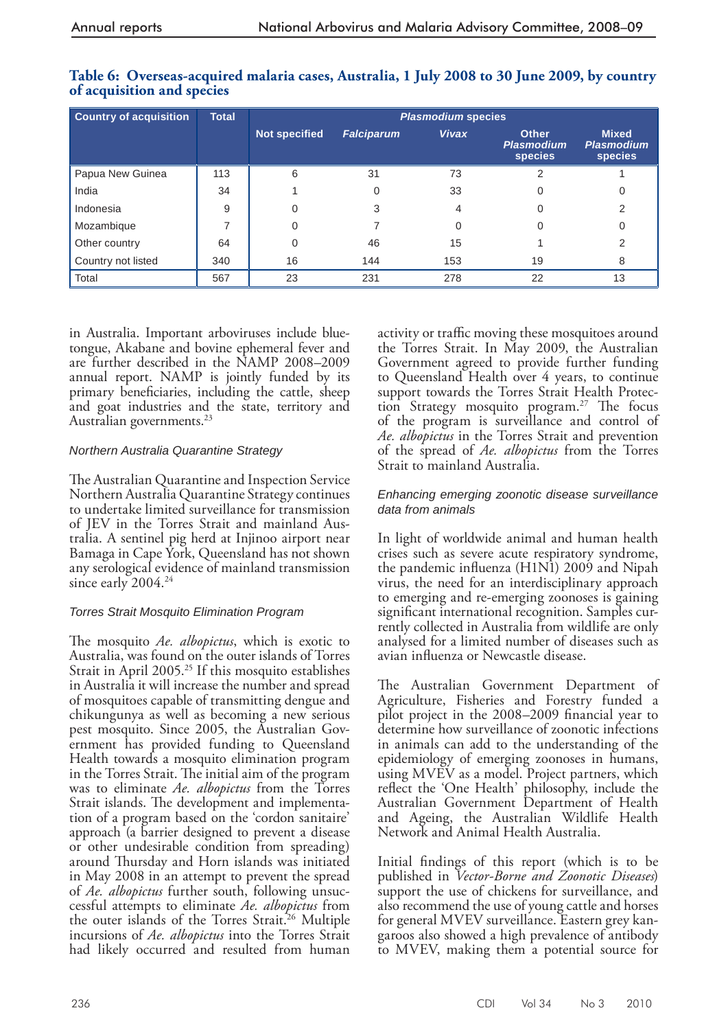**Table 6: Overseas-acquired malaria cases, Australia, 1 July 2008 to 30 June 2009, by country of acquisition and species**

| Country of acquisition | Total | *Plasmodium* species | | | | |
|---|---|---|---|---|---|---|
| | | Not specified | *Falciparum* | *Vivax* | Other *Plasmodium* species | Mixed *Plasmodium* species |
| Papua New Guinea | 113 | 6 | 31 | 73 | 2 | 1 |
| India | 34 | 1 | 0 | 33 | 0 | 0 |
| Indonesia | 9 | 0 | 3 | 4 | 0 | 2 |
| Mozambique | 7 | 0 | 7 | 0 | 0 | 0 |
| Other country | 64 | 0 | 46 | 15 | 1 | 2 |
| Country not listed | 340 | 16 | 144 | 153 | 19 | 8 |
| Total | 567 | 23 | 231 | 278 | 22 | 13 |

in Australia. Important arboviruses include bluetongue, Akabane and bovine ephemeral fever and are further described in the NAMP 2008–2009 annual report. NAMP is jointly funded by its primary beneficiaries, including the cattle, sheep and goat industries and the state, territory and Australian governments.[23]

### *Northern Australia Quarantine Strategy*

The Australian Quarantine and Inspection Service Northern Australia Quarantine Strategy continues to undertake limited surveillance for transmission of JEV in the Torres Strait and mainland Australia. A sentinel pig herd at Injinoo airport near Bamaga in Cape York, Queensland has not shown any serological evidence of mainland transmission since early 2004.[24]

### *Torres Strait Mosquito Elimination Program*

The mosquito *Ae. albopictus*, which is exotic to Australia, was found on the outer islands of Torres Strait in April 2005.[25] If this mosquito establishes in Australia it will increase the number and spread of mosquitoes capable of transmitting dengue and chikungunya as well as becoming a new serious pest mosquito. Since 2005, the Australian Government has provided funding to Queensland Health towards a mosquito elimination program in the Torres Strait. The initial aim of the program was to eliminate *Ae. albopictus* from the Torres Strait islands. The development and implementation of a program based on the 'cordon sanitaire' approach (a barrier designed to prevent a disease or other undesirable condition from spreading) around Thursday and Horn islands was initiated in May 2008 in an attempt to prevent the spread of *Ae. albopictus* further south, following unsuccessful attempts to eliminate *Ae. albopictus* from the outer islands of the Torres Strait.[26] Multiple incursions of *Ae. albopictus* into the Torres Strait had likely occurred and resulted from human activity or traffic moving these mosquitoes around the Torres Strait. In May 2009, the Australian Government agreed to provide further funding to Queensland Health over 4 years, to continue support towards the Torres Strait Health Protection Strategy mosquito program.[27] The focus of the program is surveillance and control of *Ae. albopictus* in the Torres Strait and prevention of the spread of *Ae. albopictus* from the Torres Strait to mainland Australia.

### *Enhancing emerging zoonotic disease surveillance data from animals*

In light of worldwide animal and human health crises such as severe acute respiratory syndrome, the pandemic influenza (H1N1) 2009 and Nipah virus, the need for an interdisciplinary approach to emerging and re-emerging zoonoses is gaining significant international recognition. Samples currently collected in Australia from wildlife are only analysed for a limited number of diseases such as avian influenza or Newcastle disease.

The Australian Government Department of Agriculture, Fisheries and Forestry funded a pilot project in the 2008–2009 financial year to determine how surveillance of zoonotic infections in animals can add to the understanding of the epidemiology of emerging zoonoses in humans, using MVEV as a model. Project partners, which reflect the 'One Health' philosophy, include the Australian Government Department of Health and Ageing, the Australian Wildlife Health Network and Animal Health Australia.

Initial findings of this report (which is to be published in *Vector-Borne and Zoonotic Diseases*) support the use of chickens for surveillance, and also recommend the use of young cattle and horses for general MVEV surveillance. Eastern grey kangaroos also showed a high prevalence of antibody to MVEV, making them a potential source for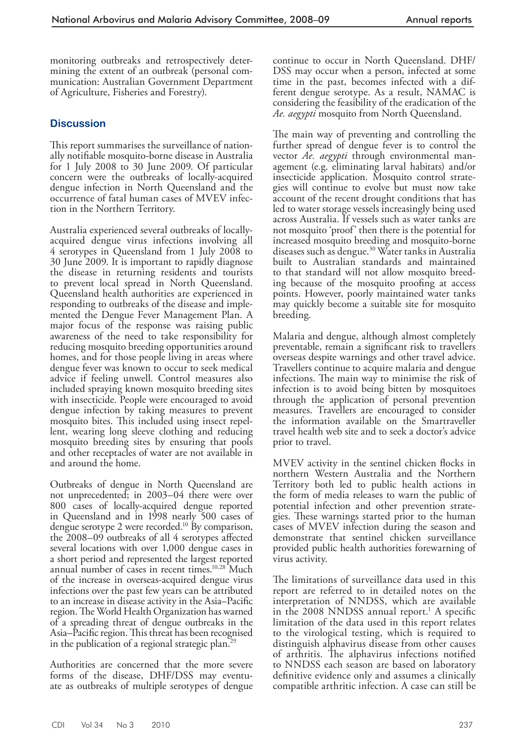monitoring outbreaks and retrospectively determining the extent of an outbreak (personal communication: Australian Government Department of Agriculture, Fisheries and Forestry).

## Discussion

This report summarises the surveillance of nationally notifiable mosquito-borne disease in Australia for 1 July 2008 to 30 June 2009. Of particular concern were the outbreaks of locally-acquired dengue infection in North Queensland and the occurrence of fatal human cases of MVEV infection in the Northern Territory.

Australia experienced several outbreaks of locally-acquired dengue virus infections involving all 4 serotypes in Queensland from 1 July 2008 to 30 June 2009. It is important to rapidly diagnose the disease in returning residents and tourists to prevent local spread in North Queensland. Queensland health authorities are experienced in responding to outbreaks of the disease and implemented the Dengue Fever Management Plan. A major focus of the response was raising public awareness of the need to take responsibility for reducing mosquito breeding opportunities around homes, and for those people living in areas where dengue fever was known to occur to seek medical advice if feeling unwell. Control measures also included spraying known mosquito breeding sites with insecticide. People were encouraged to avoid dengue infection by taking measures to prevent mosquito bites. This included using insect repellent, wearing long sleeve clothing and reducing mosquito breeding sites by ensuring that pools and other receptacles of water are not available in and around the home.

Outbreaks of dengue in North Queensland are not unprecedented; in 2003–04 there were over 800 cases of locally-acquired dengue reported in Queensland and in 1998 nearly 500 cases of dengue serotype 2 were recorded.[10] By comparison, the 2008–09 outbreaks of all 4 serotypes affected several locations with over 1,000 dengue cases in a short period and represented the largest reported annual number of cases in recent times.[10,28] Much of the increase in overseas-acquired dengue virus infections over the past few years can be attributed to an increase in disease activity in the Asia–Pacific region. The World Health Organization has warned of a spreading threat of dengue outbreaks in the Asia–Pacific region. This threat has been recognised in the publication of a regional strategic plan.[29]

Authorities are concerned that the more severe forms of the disease, DHF/DSS may eventuate as outbreaks of multiple serotypes of dengue continue to occur in North Queensland. DHF/DSS may occur when a person, infected at some time in the past, becomes infected with a different dengue serotype. As a result, NAMAC is considering the feasibility of the eradication of the *Ae. aegypti* mosquito from North Queensland.

The main way of preventing and controlling the further spread of dengue fever is to control the vector *Ae. aegypti* through environmental management (e.g. eliminating larval habitats) and/or insecticide application. Mosquito control strategies will continue to evolve but must now take account of the recent drought conditions that has led to water storage vessels increasingly being used across Australia. If vessels such as water tanks are not mosquito 'proof' then there is the potential for increased mosquito breeding and mosquito-borne diseases such as dengue.[30] Water tanks in Australia built to Australian standards and maintained to that standard will not allow mosquito breeding because of the mosquito proofing at access points. However, poorly maintained water tanks may quickly become a suitable site for mosquito breeding.

Malaria and dengue, although almost completely preventable, remain a significant risk to travellers overseas despite warnings and other travel advice. Travellers continue to acquire malaria and dengue infections. The main way to minimise the risk of infection is to avoid being bitten by mosquitoes through the application of personal prevention measures. Travellers are encouraged to consider the information available on the Smartraveller travel health web site and to seek a doctor's advice prior to travel.

MVEV activity in the sentinel chicken flocks in northern Western Australia and the Northern Territory both led to public health actions in the form of media releases to warn the public of potential infection and other prevention strategies. These warnings started prior to the human cases of MVEV infection during the season and demonstrate that sentinel chicken surveillance provided public health authorities forewarning of virus activity.

The limitations of surveillance data used in this report are referred to in detailed notes on the interpretation of NNDSS, which are available in the 2008 NNDSS annual report.[1] A specific limitation of the data used in this report relates to the virological testing, which is required to distinguish alphavirus disease from other causes of arthritis. The alphavirus infections notified to NNDSS each season are based on laboratory definitive evidence only and assumes a clinically compatible arthritic infection. A case can still be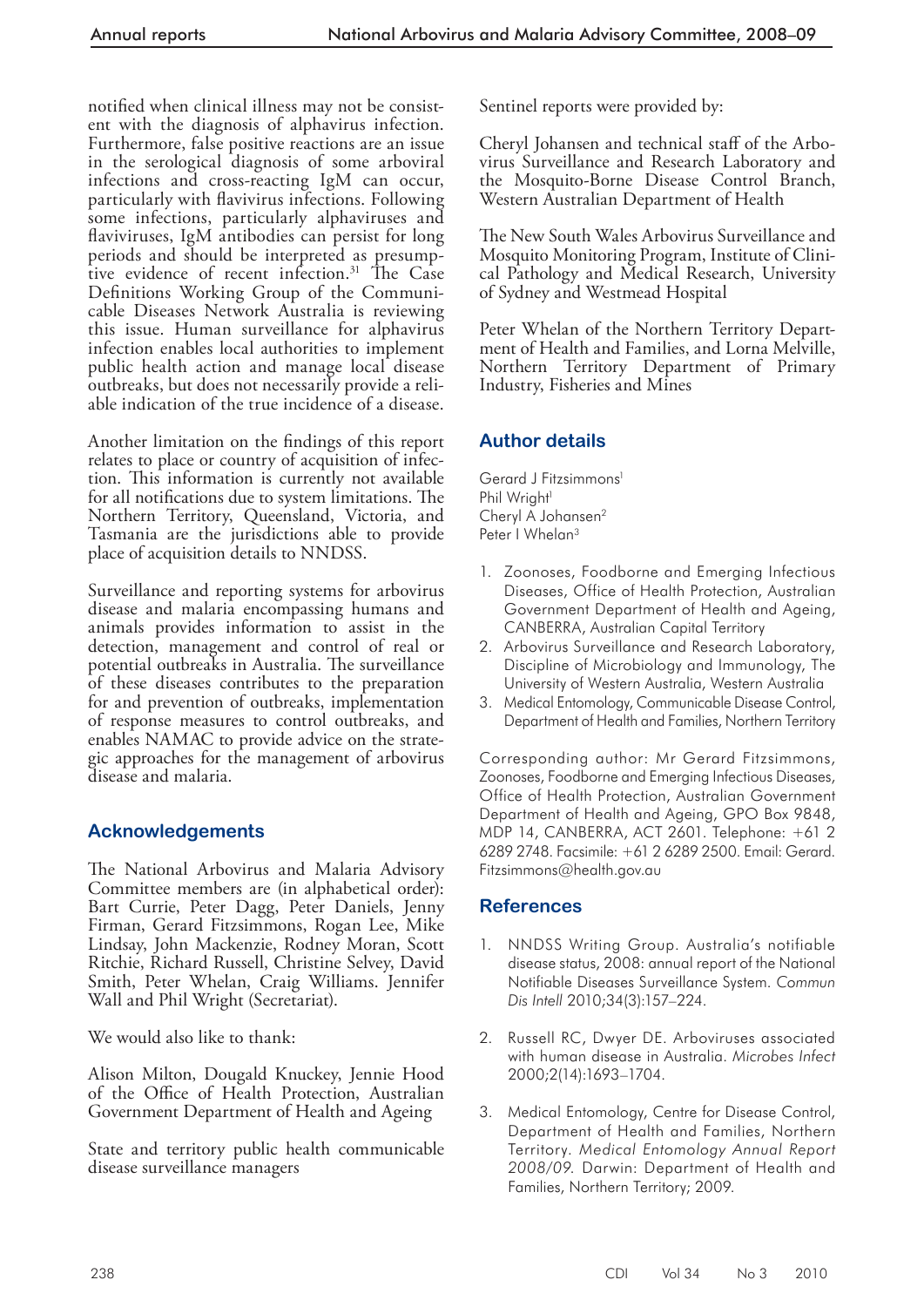notified when clinical illness may not be consistent with the diagnosis of alphavirus infection. Furthermore, false positive reactions are an issue in the serological diagnosis of some arboviral infections and cross-reacting IgM can occur, particularly with flavivirus infections. Following some infections, particularly alphaviruses and flaviviruses, IgM antibodies can persist for long periods and should be interpreted as presumptive evidence of recent infection.[31] The Case Definitions Working Group of the Communicable Diseases Network Australia is reviewing this issue. Human surveillance for alphavirus infection enables local authorities to implement public health action and manage local disease outbreaks, but does not necessarily provide a reliable indication of the true incidence of a disease.

Another limitation on the findings of this report relates to place or country of acquisition of infection. This information is currently not available for all notifications due to system limitations. The Northern Territory, Queensland, Victoria, and Tasmania are the jurisdictions able to provide place of acquisition details to NNDSS.

Surveillance and reporting systems for arbovirus disease and malaria encompassing humans and animals provides information to assist in the detection, management and control of real or potential outbreaks in Australia. The surveillance of these diseases contributes to the preparation for and prevention of outbreaks, implementation of response measures to control outbreaks, and enables NAMAC to provide advice on the strategic approaches for the management of arbovirus disease and malaria.

## Acknowledgements

The National Arbovirus and Malaria Advisory Committee members are (in alphabetical order): Bart Currie, Peter Dagg, Peter Daniels, Jenny Firman, Gerard Fitzsimmons, Rogan Lee, Mike Lindsay, John Mackenzie, Rodney Moran, Scott Ritchie, Richard Russell, Christine Selvey, David Smith, Peter Whelan, Craig Williams. Jennifer Wall and Phil Wright (Secretariat).

We would also like to thank:

Alison Milton, Dougald Knuckey, Jennie Hood of the Office of Health Protection, Australian Government Department of Health and Ageing

State and territory public health communicable disease surveillance managers

Sentinel reports were provided by:

Cheryl Johansen and technical staff of the Arbovirus Surveillance and Research Laboratory and the Mosquito-Borne Disease Control Branch, Western Australian Department of Health

The New South Wales Arbovirus Surveillance and Mosquito Monitoring Program, Institute of Clinical Pathology and Medical Research, University of Sydney and Westmead Hospital

Peter Whelan of the Northern Territory Department of Health and Families, and Lorna Melville, Northern Territory Department of Primary Industry, Fisheries and Mines

## Author details

Gerard J Fitzsimmons[1]
Phil Wright[1]
Cheryl A Johansen[2]
Peter I Whelan[3]

1. Zoonoses, Foodborne and Emerging Infectious Diseases, Office of Health Protection, Australian Government Department of Health and Ageing, CANBERRA, Australian Capital Territory
2. Arbovirus Surveillance and Research Laboratory, Discipline of Microbiology and Immunology, The University of Western Australia, Western Australia
3. Medical Entomology, Communicable Disease Control, Department of Health and Families, Northern Territory

Corresponding author: Mr Gerard Fitzsimmons, Zoonoses, Foodborne and Emerging Infectious Diseases, Office of Health Protection, Australian Government Department of Health and Ageing, GPO Box 9848, MDP 14, CANBERRA, ACT 2601. Telephone: +61 2 6289 2748. Facsimile: +61 2 6289 2500. Email: Gerard.Fitzsimmons@health.gov.au

## References

1. NNDSS Writing Group. Australia's notifiable disease status, 2008: annual report of the National Notifiable Diseases Surveillance System. *Commun Dis Intell* 2010;34(3):157–224.
2. Russell RC, Dwyer DE. Arboviruses associated with human disease in Australia. *Microbes Infect* 2000;2(14):1693–1704.
3. Medical Entomology, Centre for Disease Control, Department of Health and Families, Northern Territory. *Medical Entomology Annual Report 2008/09.* Darwin: Department of Health and Families, Northern Territory; 2009.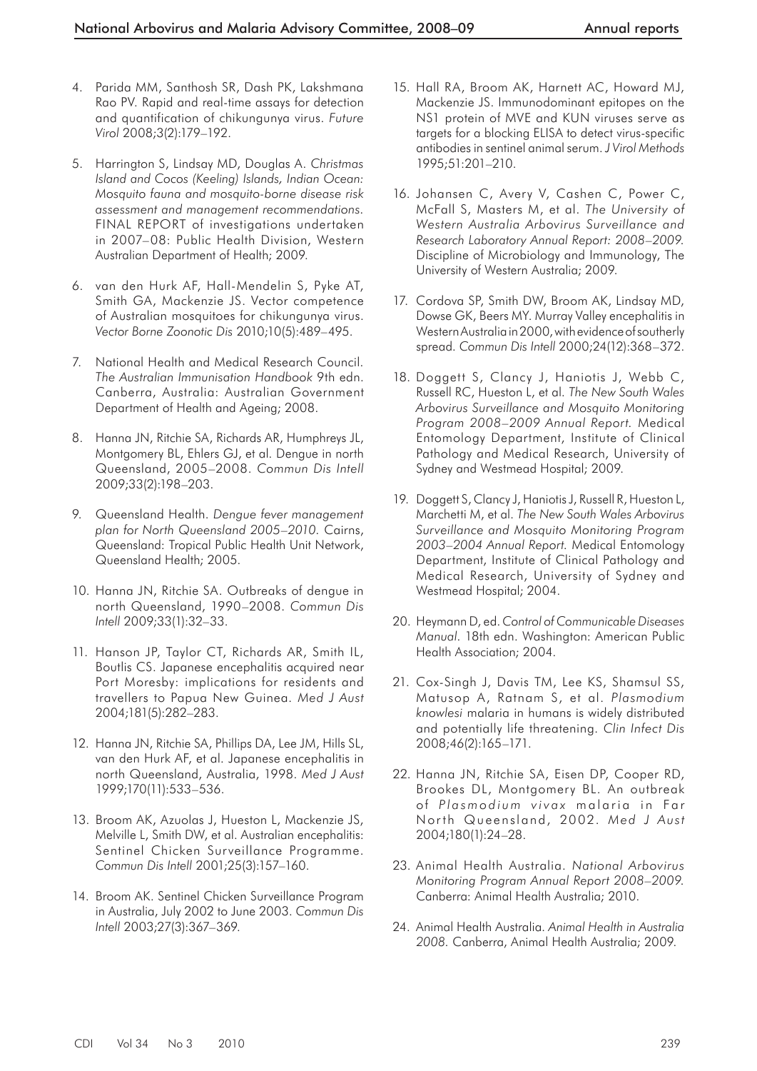4. Parida MM, Santhosh SR, Dash PK, Lakshmana Rao PV. Rapid and real-time assays for detection and quantification of chikungunya virus. *Future Virol* 2008;3(2):179–192.

5. Harrington S, Lindsay MD, Douglas A. *Christmas Island and Cocos (Keeling) Islands, Indian Ocean: Mosquito fauna and mosquito-borne disease risk assessment and management recommendations*. FINAL REPORT of investigations undertaken in 2007–08: Public Health Division, Western Australian Department of Health; 2009.

6. van den Hurk AF, Hall-Mendelin S, Pyke AT, Smith GA, Mackenzie JS. Vector competence of Australian mosquitoes for chikungunya virus. *Vector Borne Zoonotic Dis* 2010;10(5):489–495.

7. National Health and Medical Research Council. *The Australian Immunisation Handbook* 9th edn. Canberra, Australia: Australian Government Department of Health and Ageing; 2008.

8. Hanna JN, Ritchie SA, Richards AR, Humphreys JL, Montgomery BL, Ehlers GJ, et al. Dengue in north Queensland, 2005–2008. *Commun Dis Intell* 2009;33(2):198–203.

9. Queensland Health. *Dengue fever management plan for North Queensland 2005–2010*. Cairns, Queensland: Tropical Public Health Unit Network, Queensland Health; 2005.

10. Hanna JN, Ritchie SA. Outbreaks of dengue in north Queensland, 1990–2008. *Commun Dis Intell* 2009;33(1):32–33.

11. Hanson JP, Taylor CT, Richards AR, Smith IL, Boutlis CS. Japanese encephalitis acquired near Port Moresby: implications for residents and travellers to Papua New Guinea. *Med J Aust* 2004;181(5):282–283.

12. Hanna JN, Ritchie SA, Phillips DA, Lee JM, Hills SL, van den Hurk AF, et al. Japanese encephalitis in north Queensland, Australia, 1998. *Med J Aust* 1999;170(11):533–536.

13. Broom AK, Azuolas J, Hueston L, Mackenzie JS, Melville L, Smith DW, et al. Australian encephalitis: Sentinel Chicken Surveillance Programme. *Commun Dis Intell* 2001;25(3):157–160.

14. Broom AK. Sentinel Chicken Surveillance Program in Australia, July 2002 to June 2003. *Commun Dis Intell* 2003;27(3):367–369.

15. Hall RA, Broom AK, Harnett AC, Howard MJ, Mackenzie JS. Immunodominant epitopes on the NS1 protein of MVE and KUN viruses serve as targets for a blocking ELISA to detect virus-specific antibodies in sentinel animal serum. *J Virol Methods* 1995;51:201–210.

16. Johansen C, Avery V, Cashen C, Power C, McFall S, Masters M, et al. *The University of Western Australia Arbovirus Surveillance and Research Laboratory Annual Report: 2008–2009*. Discipline of Microbiology and Immunology, The University of Western Australia; 2009.

17. Cordova SP, Smith DW, Broom AK, Lindsay MD, Dowse GK, Beers MY. Murray Valley encephalitis in Western Australia in 2000, with evidence of southerly spread. *Commun Dis Intell* 2000;24(12):368–372.

18. Doggett S, Clancy J, Haniotis J, Webb C, Russell RC, Hueston L, et al. *The New South Wales Arbovirus Surveillance and Mosquito Monitoring Program 2008–2009 Annual Report*. Medical Entomology Department, Institute of Clinical Pathology and Medical Research, University of Sydney and Westmead Hospital; 2009.

19. Doggett S, Clancy J, Haniotis J, Russell R, Hueston L, Marchetti M, et al. *The New South Wales Arbovirus Surveillance and Mosquito Monitoring Program 2003–2004 Annual Report*. Medical Entomology Department, Institute of Clinical Pathology and Medical Research, University of Sydney and Westmead Hospital; 2004.

20. Heymann D, ed. *Control of Communicable Diseases Manual*. 18th edn. Washington: American Public Health Association; 2004.

21. Cox-Singh J, Davis TM, Lee KS, Shamsul SS, Matusop A, Ratnam S, et al. *Plasmodium knowlesi* malaria in humans is widely distributed and potentially life threatening. *Clin Infect Dis* 2008;46(2):165–171.

22. Hanna JN, Ritchie SA, Eisen DP, Cooper RD, Brookes DL, Montgomery BL. An outbreak of *Plasmodium vivax* malaria in Far North Queensland, 2002. *Med J Aust* 2004;180(1):24–28.

23. Animal Health Australia. *National Arbovirus Monitoring Program Annual Report 2008–2009*. Canberra: Animal Health Australia; 2010.

24. Animal Health Australia. *Animal Health in Australia 2008*. Canberra, Animal Health Australia; 2009.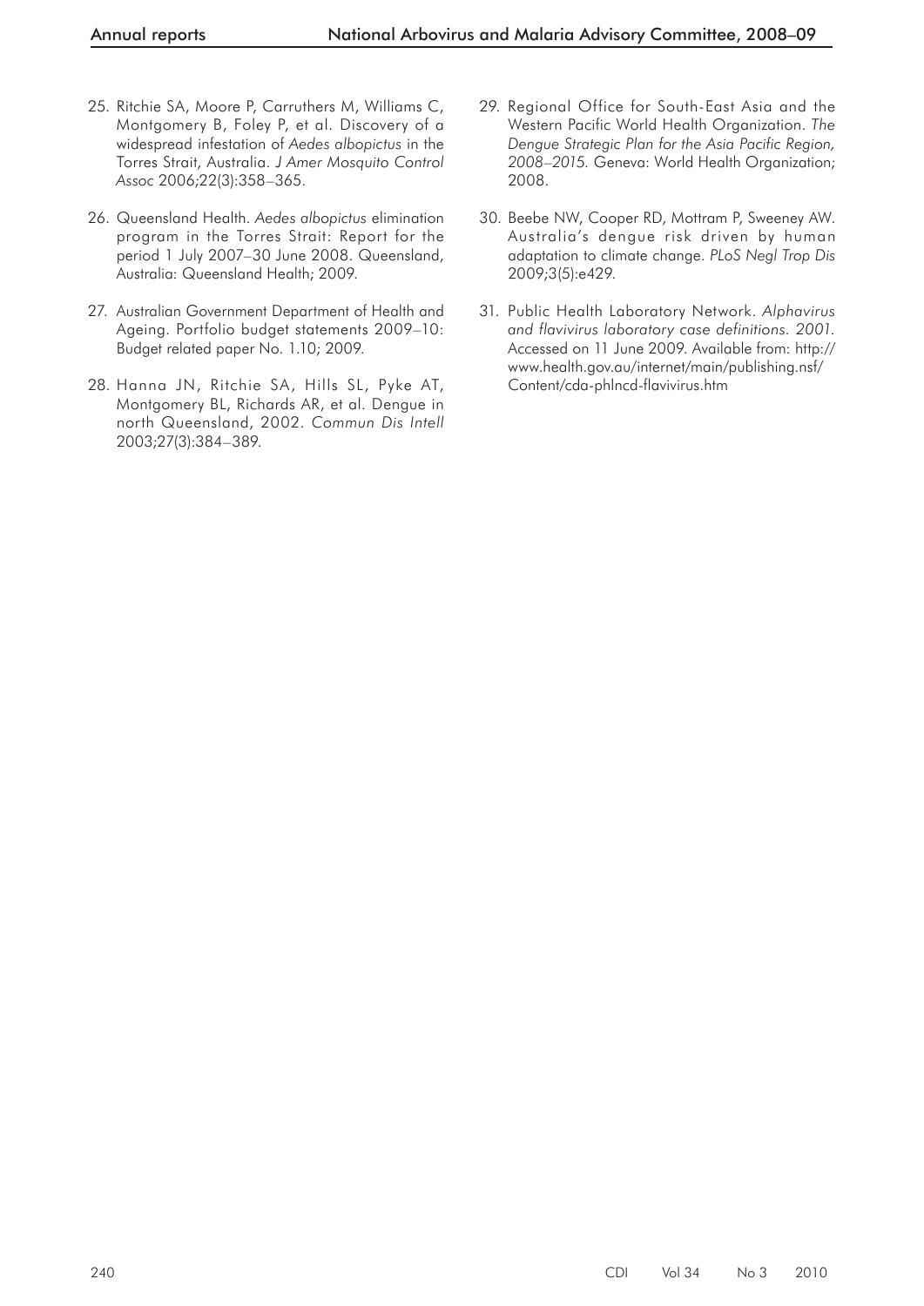25. Ritchie SA, Moore P, Carruthers M, Williams C, Montgomery B, Foley P, et al. Discovery of a widespread infestation of *Aedes albopictus* in the Torres Strait, Australia. *J Amer Mosquito Control Assoc* 2006;22(3):358–365.

26. Queensland Health. *Aedes albopictus* elimination program in the Torres Strait: Report for the period 1 July 2007–30 June 2008. Queensland, Australia: Queensland Health; 2009.

27. Australian Government Department of Health and Ageing. Portfolio budget statements 2009–10: Budget related paper No. 1.10; 2009.

28. Hanna JN, Ritchie SA, Hills SL, Pyke AT, Montgomery BL, Richards AR, et al. Dengue in north Queensland, 2002. *Commun Dis Intell* 2003;27(3):384–389.

29. Regional Office for South-East Asia and the Western Pacific World Health Organization. *The Dengue Strategic Plan for the Asia Pacific Region, 2008–2015.* Geneva: World Health Organization; 2008.

30. Beebe NW, Cooper RD, Mottram P, Sweeney AW. Australia's dengue risk driven by human adaptation to climate change. *PLoS Negl Trop Dis* 2009;3(5):e429.

31. Public Health Laboratory Network. *Alphavirus and flavivirus laboratory case definitions. 2001.* Accessed on 11 June 2009. Available from: http://www.health.gov.au/internet/main/publishing.nsf/Content/cda-phlncd-flavivirus.htm